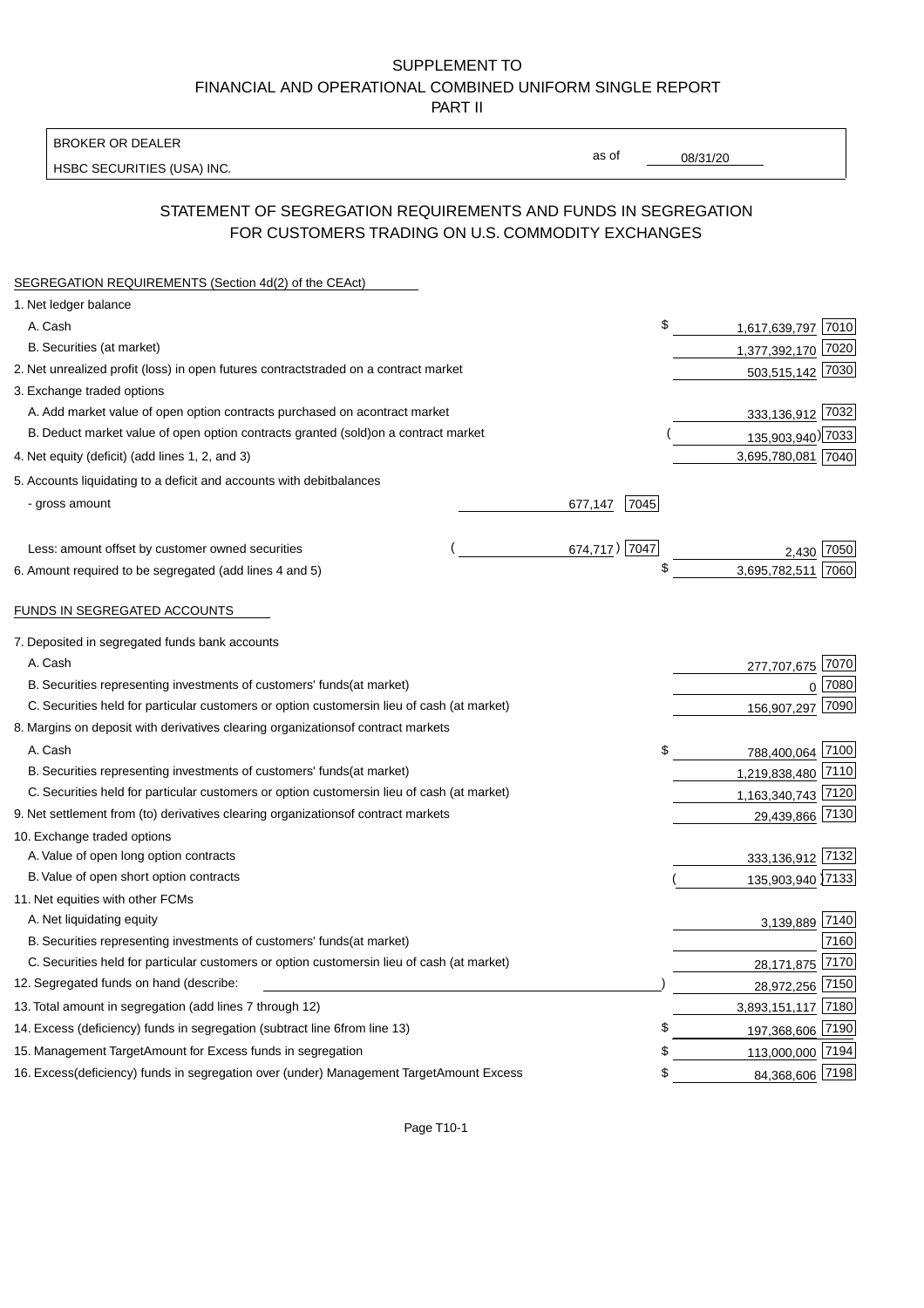SUPPLEMENT TO
FINANCIAL AND OPERATIONAL COMBINED UNIFORM SINGLE REPORT
PART II

BROKER OR DEALER
HSBC SECURITIES (USA) INC.

as of 08/31/20

## STATEMENT OF SEGREGATION REQUIREMENTS AND FUNDS IN SEGREGATION FOR CUSTOMERS TRADING ON U.S. COMMODITY EXCHANGES

SEGREGATION REQUIREMENTS (Section 4d(2) of the CEAct)

| | | | | |
|---|---|---|---|---|
| 1. Net ledger balance | | | | |
| A. Cash | | | $ 1,617,639,797 | 7010 |
| B. Securities (at market) | | | 1,377,392,170 | 7020 |
| 2. Net unrealized profit (loss) in open futures contracts traded on a contract market | | | 503,515,142 | 7030 |
| 3. Exchange traded options | | | | |
| A. Add market value of open option contracts purchased on a contract market | | | 333,136,912 | 7032 |
| B. Deduct market value of open option contracts granted (sold) on a contract market | | | (135,903,940) | 7033 |
| 4. Net equity (deficit) (add lines 1, 2, and 3) | | | 3,695,780,081 | 7040 |
| 5. Accounts liquidating to a deficit and accounts with debit balances | | | | |
| - gross amount | 677,147 | 7045 | | |
| Less: amount offset by customer owned securities | (674,717) | 7047 | 2,430 | 7050 |
| 6. Amount required to be segregated (add lines 4 and 5) | | | $ 3,695,782,511 | 7060 |

FUNDS IN SEGREGATED ACCOUNTS

| | | |
|---|---|---|
| 7. Deposited in segregated funds bank accounts | | |
| A. Cash | 277,707,675 | 7070 |
| B. Securities representing investments of customers' funds (at market) | 0 | 7080 |
| C. Securities held for particular customers or option customers in lieu of cash (at market) | 156,907,297 | 7090 |
| 8. Margins on deposit with derivatives clearing organizations of contract markets | | |
| A. Cash | $ 788,400,064 | 7100 |
| B. Securities representing investments of customers' funds (at market) | 1,219,838,480 | 7110 |
| C. Securities held for particular customers or option customers in lieu of cash (at market) | 1,163,340,743 | 7120 |
| 9. Net settlement from (to) derivatives clearing organizations of contract markets | 29,439,866 | 7130 |
| 10. Exchange traded options | | |
| A. Value of open long option contracts | 333,136,912 | 7132 |
| B. Value of open short option contracts | (135,903,940) | 7133 |
| 11. Net equities with other FCMs | | |
| A. Net liquidating equity | 3,139,889 | 7140 |
| B. Securities representing investments of customers' funds (at market) | | 7160 |
| C. Securities held for particular customers or option customers in lieu of cash (at market) | 28,171,875 | 7170 |
| 12. Segregated funds on hand (describe: ) | 28,972,256 | 7150 |
| 13. Total amount in segregation (add lines 7 through 12) | 3,893,151,117 | 7180 |
| 14. Excess (deficiency) funds in segregation (subtract line 6 from line 13) | $ 197,368,606 | 7190 |
| 15. Management Target Amount for Excess funds in segregation | $ 113,000,000 | 7194 |
| 16. Excess (deficiency) funds in segregation over (under) Management Target Amount Excess | $ 84,368,606 | 7198 |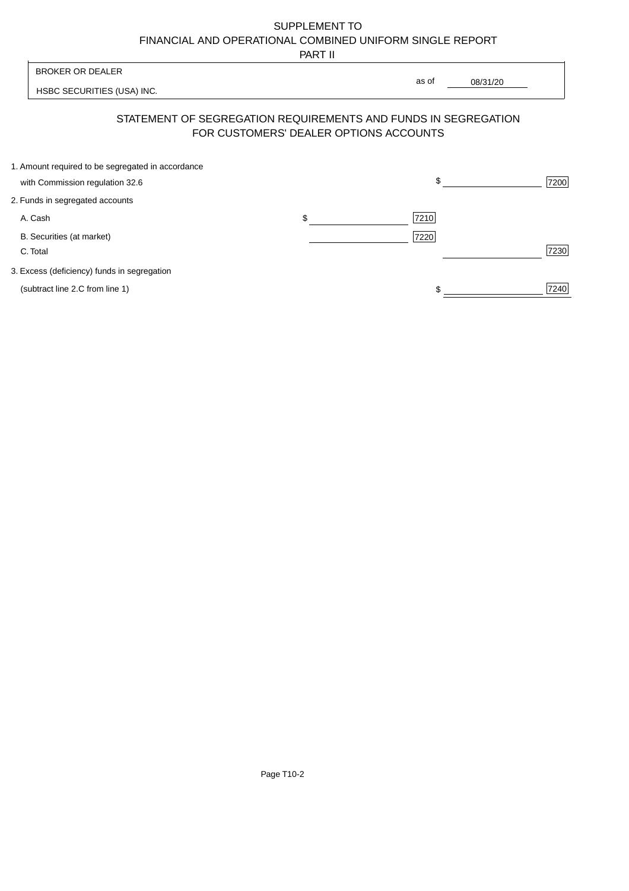SUPPLEMENT TO
FINANCIAL AND OPERATIONAL COMBINED UNIFORM SINGLE REPORT
PART II

BROKER OR DEALER

HSBC SECURITIES (USA) INC.

as of 08/31/20

## STATEMENT OF SEGREGATION REQUIREMENTS AND FUNDS IN SEGREGATION FOR CUSTOMERS' DEALER OPTIONS ACCOUNTS

| | | | | |
|---|---|---|---|---|
| 1. Amount required to be segregated in accordance with Commission regulation 32.6 | | | $ | 7200 |
| 2. Funds in segregated accounts | | | | |
| A. Cash | $ | 7210 | | |
| B. Securities (at market) | | 7220 | | |
| C. Total | | | | 7230 |
| 3. Excess (deficiency) funds in segregation (subtract line 2.C from line 1) | | | $ | 7240 |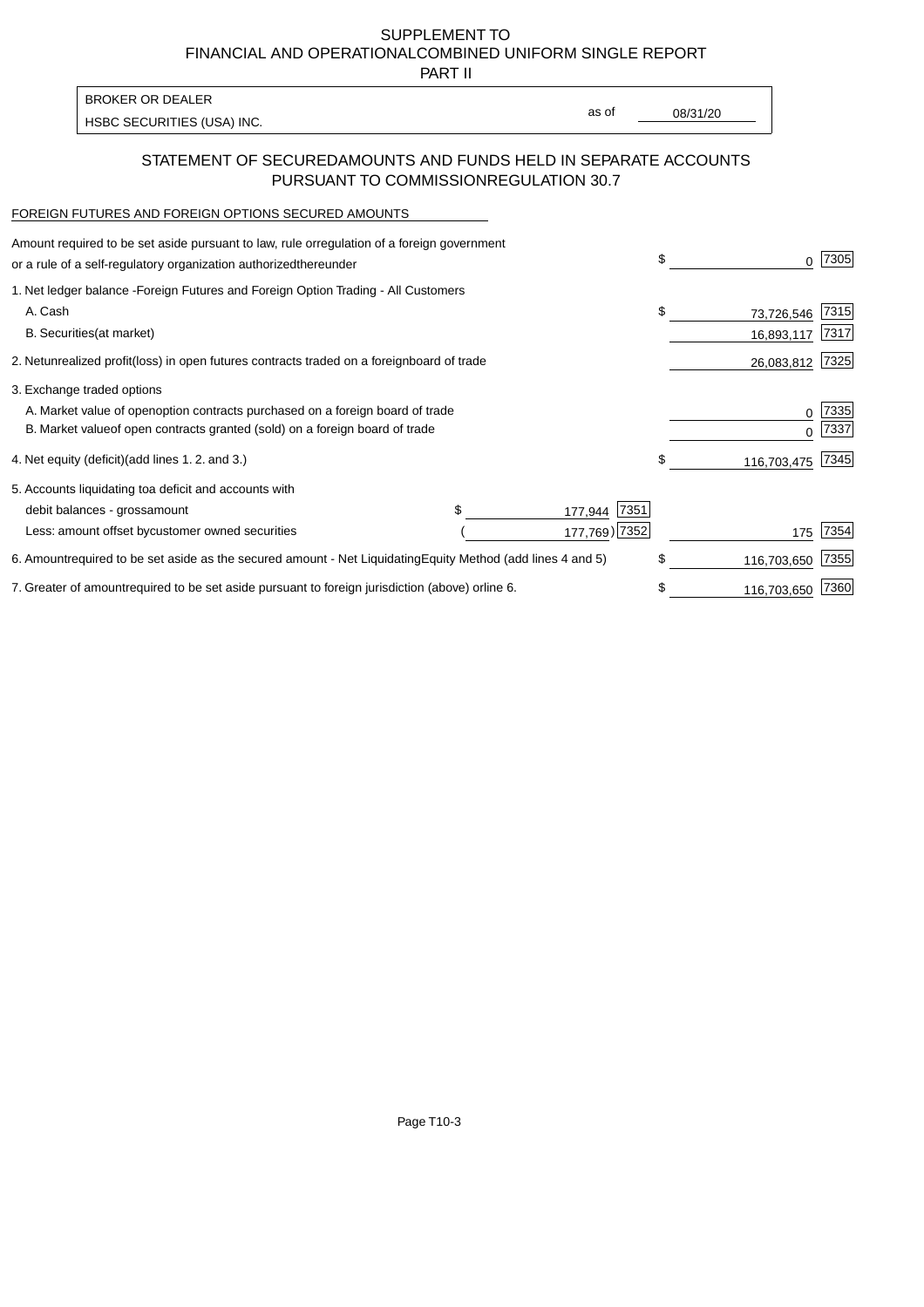SUPPLEMENT TO
FINANCIAL AND OPERATIONAL COMBINED UNIFORM SINGLE REPORT
PART II

| BROKER OR DEALER | | |
|---|---|---|
| HSBC SECURITIES (USA) INC. | as of | 08/31/20 |

## STATEMENT OF SECURED AMOUNTS AND FUNDS HELD IN SEPARATE ACCOUNTS PURSUANT TO COMMISSION REGULATION 30.7

FOREIGN FUTURES AND FOREIGN OPTIONS SECURED AMOUNTS

| | | | | |
|---|---|---|---|---|
| Amount required to be set aside pursuant to law, rule or regulation of a foreign government or a rule of a self-regulatory organization authorized thereunder | | | $ 0 | 7305 |
| 1. Net ledger balance - Foreign Futures and Foreign Option Trading - All Customers | | | | |
| A. Cash | | | $ 73,726,546 | 7315 |
| B. Securities (at market) | | | 16,893,117 | 7317 |
| 2. Net unrealized profit (loss) in open futures contracts traded on a foreign board of trade | | | 26,083,812 | 7325 |
| 3. Exchange traded options | | | | |
| A. Market value of open option contracts purchased on a foreign board of trade | | | 0 | 7335 |
| B. Market value of open contracts granted (sold) on a foreign board of trade | | | 0 | 7337 |
| 4. Net equity (deficit) (add lines 1. 2. and 3.) | | | $ 116,703,475 | 7345 |
| 5. Accounts liquidating to a deficit and accounts with | | | | |
| debit balances - gross amount | $ 177,944 | 7351 | | |
| Less: amount offset by customer owned securities | ( 177,769) | 7352 | 175 | 7354 |
| 6. Amount required to be set aside as the secured amount - Net Liquidating Equity Method (add lines 4 and 5) | | | $ 116,703,650 | 7355 |
| 7. Greater of amount required to be set aside pursuant to foreign jurisdiction (above) or line 6. | | | $ 116,703,650 | 7360 |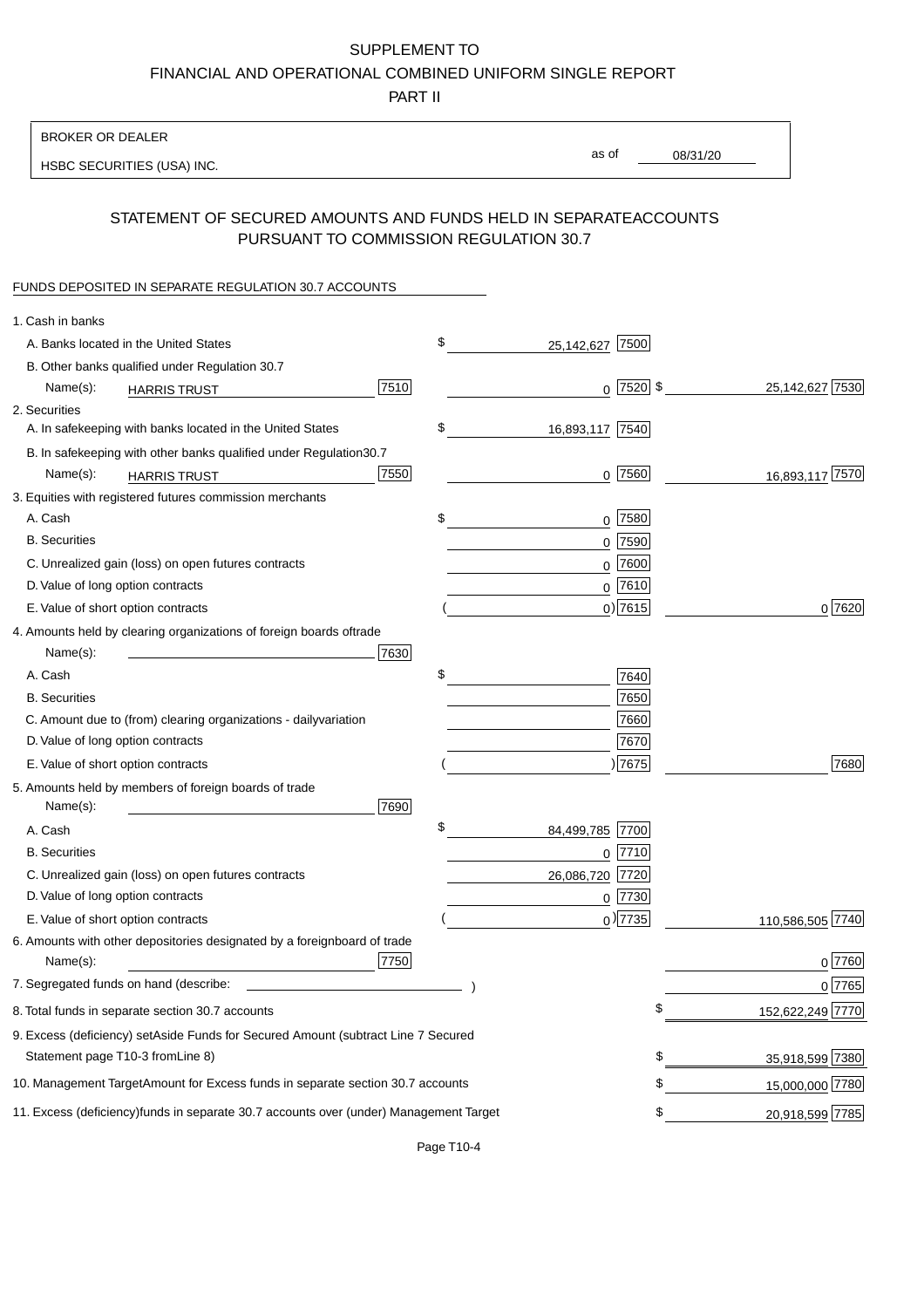SUPPLEMENT TO
FINANCIAL AND OPERATIONAL COMBINED UNIFORM SINGLE REPORT
PART II

BROKER OR DEALER

HSBC SECURITIES (USA) INC.

as of 08/31/20

## STATEMENT OF SECURED AMOUNTS AND FUNDS HELD IN SEPARATEACCOUNTS PURSUANT TO COMMISSION REGULATION 30.7

FUNDS DEPOSITED IN SEPARATE REGULATION 30.7 ACCOUNTS

| | | | |
|---|---|---|---|
| 1. Cash in banks | | | |
| A. Banks located in the United States | | $ 25,142,627 [7500] | |
| B. Other banks qualified under Regulation 30.7 | | | |
| Name(s): HARRIS TRUST | [7510] | 0 [7520] | $ 25,142,627 [7530] |
| 2. Securities | | | |
| A. In safekeeping with banks located in the United States | | $ 16,893,117 [7540] | |
| B. In safekeeping with other banks qualified under Regulation30.7 | | | |
| Name(s): HARRIS TRUST | [7550] | 0 [7560] | 16,893,117 [7570] |
| 3. Equities with registered futures commission merchants | | | |
| A. Cash | | $ 0 [7580] | |
| B. Securities | | 0 [7590] | |
| C. Unrealized gain (loss) on open futures contracts | | 0 [7600] | |
| D. Value of long option contracts | | 0 [7610] | |
| E. Value of short option contracts | | ( 0) [7615] | 0 [7620] |
| 4. Amounts held by clearing organizations of foreign boards oftrade | | | |
| Name(s): | [7630] | | |
| A. Cash | | $ [7640] | |
| B. Securities | | [7650] | |
| C. Amount due to (from) clearing organizations - dailyvariation | | [7660] | |
| D. Value of long option contracts | | [7670] | |
| E. Value of short option contracts | | ( ) [7675] | [7680] |
| 5. Amounts held by members of foreign boards of trade | | | |
| Name(s): | [7690] | | |
| A. Cash | | $ 84,499,785 [7700] | |
| B. Securities | | 0 [7710] | |
| C. Unrealized gain (loss) on open futures contracts | | 26,086,720 [7720] | |
| D. Value of long option contracts | | 0 [7730] | |
| E. Value of short option contracts | | ( 0) [7735] | 110,586,505 [7740] |
| 6. Amounts with other depositories designated by a foreignboard of trade | | | |
| Name(s): | [7750] | | 0 [7760] |
| 7. Segregated funds on hand (describe: ) | | | 0 [7765] |
| 8. Total funds in separate section 30.7 accounts | | | $ 152,622,249 [7770] |
| 9. Excess (deficiency) setAside Funds for Secured Amount (subtract Line 7 Secured Statement page T10-3 fromLine 8) | | | $ 35,918,599 [7380] |
| 10. Management TargetAmount for Excess funds in separate section 30.7 accounts | | | $ 15,000,000 [7780] |
| 11. Excess (deficiency)funds in separate 30.7 accounts over (under) Management Target | | | $ 20,918,599 [7785] |

Page T10-4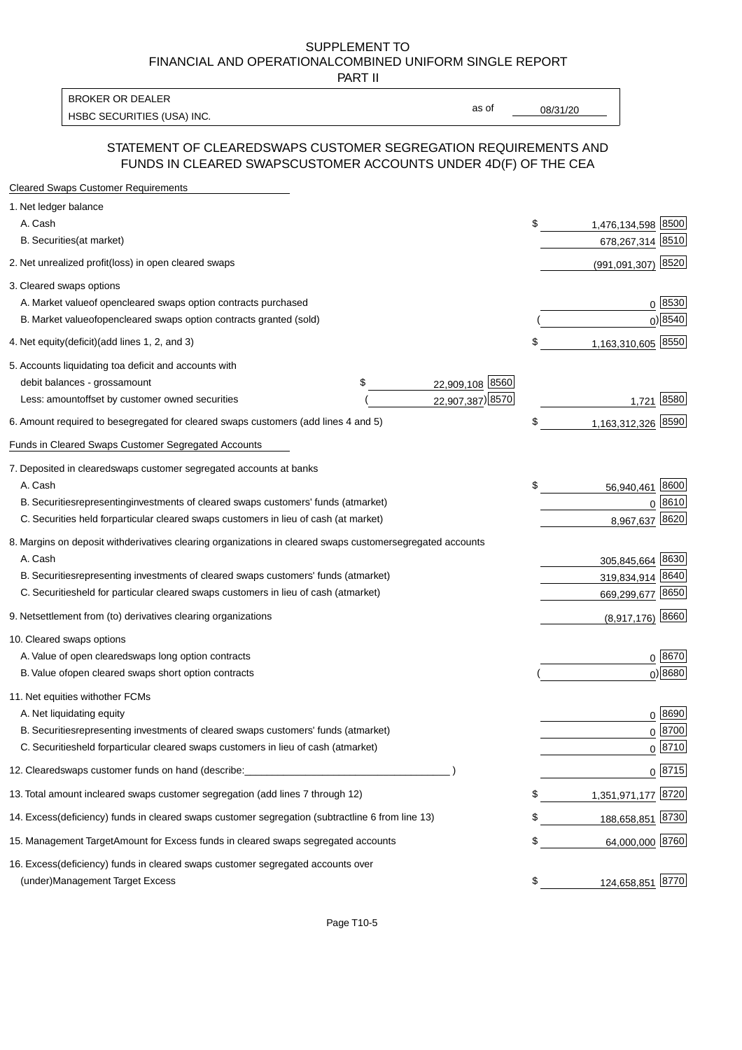SUPPLEMENT TO
FINANCIAL AND OPERATIONALCOMBINED UNIFORM SINGLE REPORT
PART II

| BROKER OR DEALER | | |
|---|---|---|
| HSBC SECURITIES (USA) INC. | as of | 08/31/20 |

## STATEMENT OF CLEAREDSWAPS CUSTOMER SEGREGATION REQUIREMENTS AND FUNDS IN CLEARED SWAPSCUSTOMER ACCOUNTS UNDER 4D(F) OF THE CEA

| Cleared Swaps Customer Requirements | | | | |
|---|---|---|---|---|
| 1. Net ledger balance | | | | |
| A. Cash | | | $ 1,476,134,598 | 8500 |
| B. Securities(at market) | | | 678,267,314 | 8510 |
| 2. Net unrealized profit(loss) in open cleared swaps | | | (991,091,307) | 8520 |
| 3. Cleared swaps options | | | | |
| A. Market valueof opencleared swaps option contracts purchased | | | 0 | 8530 |
| B. Market valueofopencleared swaps option contracts granted (sold) | | | ( 0) | 8540 |
| 4. Net equity(deficit)(add lines 1, 2, and 3) | | | $ 1,163,310,605 | 8550 |
| 5. Accounts liquidating toa deficit and accounts with | | | | |
| debit balances - grossamount | $ 22,909,108 | 8560 | | |
| Less: amountoffset by customer owned securities | ( 22,907,387) | 8570 | 1,721 | 8580 |
| 6. Amount required to besegregated for cleared swaps customers (add lines 4 and 5) | | | $ 1,163,312,326 | 8590 |
| Funds in Cleared Swaps Customer Segregated Accounts | | | | |
| 7. Deposited in clearedswaps customer segregated accounts at banks | | | | |
| A. Cash | | | $ 56,940,461 | 8600 |
| B. Securitiesrepresentinginvestments of cleared swaps customers' funds (atmarket) | | | 0 | 8610 |
| C. Securities held forparticular cleared swaps customers in lieu of cash (at market) | | | 8,967,637 | 8620 |
| 8. Margins on deposit withderivatives clearing organizations in cleared swaps customersegregated accounts | | | | |
| A. Cash | | | 305,845,664 | 8630 |
| B. Securitiesrepresenting investments of cleared swaps customers' funds (atmarket) | | | 319,834,914 | 8640 |
| C. Securitiesheld for particular cleared swaps customers in lieu of cash (atmarket) | | | 669,299,677 | 8650 |
| 9. Netsettlement from (to) derivatives clearing organizations | | | (8,917,176) | 8660 |
| 10. Cleared swaps options | | | | |
| A. Value of open clearedswaps long option contracts | | | 0 | 8670 |
| B. Value ofopen cleared swaps short option contracts | | | ( 0) | 8680 |
| 11. Net equities withother FCMs | | | | |
| A. Net liquidating equity | | | 0 | 8690 |
| B. Securitiesrepresenting investments of cleared swaps customers' funds (atmarket) | | | 0 | 8700 |
| C. Securitiesheld forparticular cleared swaps customers in lieu of cash (atmarket) | | | 0 | 8710 |
| 12. Clearedswaps customer funds on hand (describe:___________________________________ ) | | | 0 | 8715 |
| 13. Total amount incleared swaps customer segregation (add lines 7 through 12) | | | $ 1,351,971,177 | 8720 |
| 14. Excess(deficiency) funds in cleared swaps customer segregation (subtractline 6 from line 13) | | | $ 188,658,851 | 8730 |
| 15. Management TargetAmount for Excess funds in cleared swaps segregated accounts | | | $ 64,000,000 | 8760 |
| 16. Excess(deficiency) funds in cleared swaps customer segregated accounts over (under)Management Target Excess | | | $ 124,658,851 | 8770 |

Page T10-5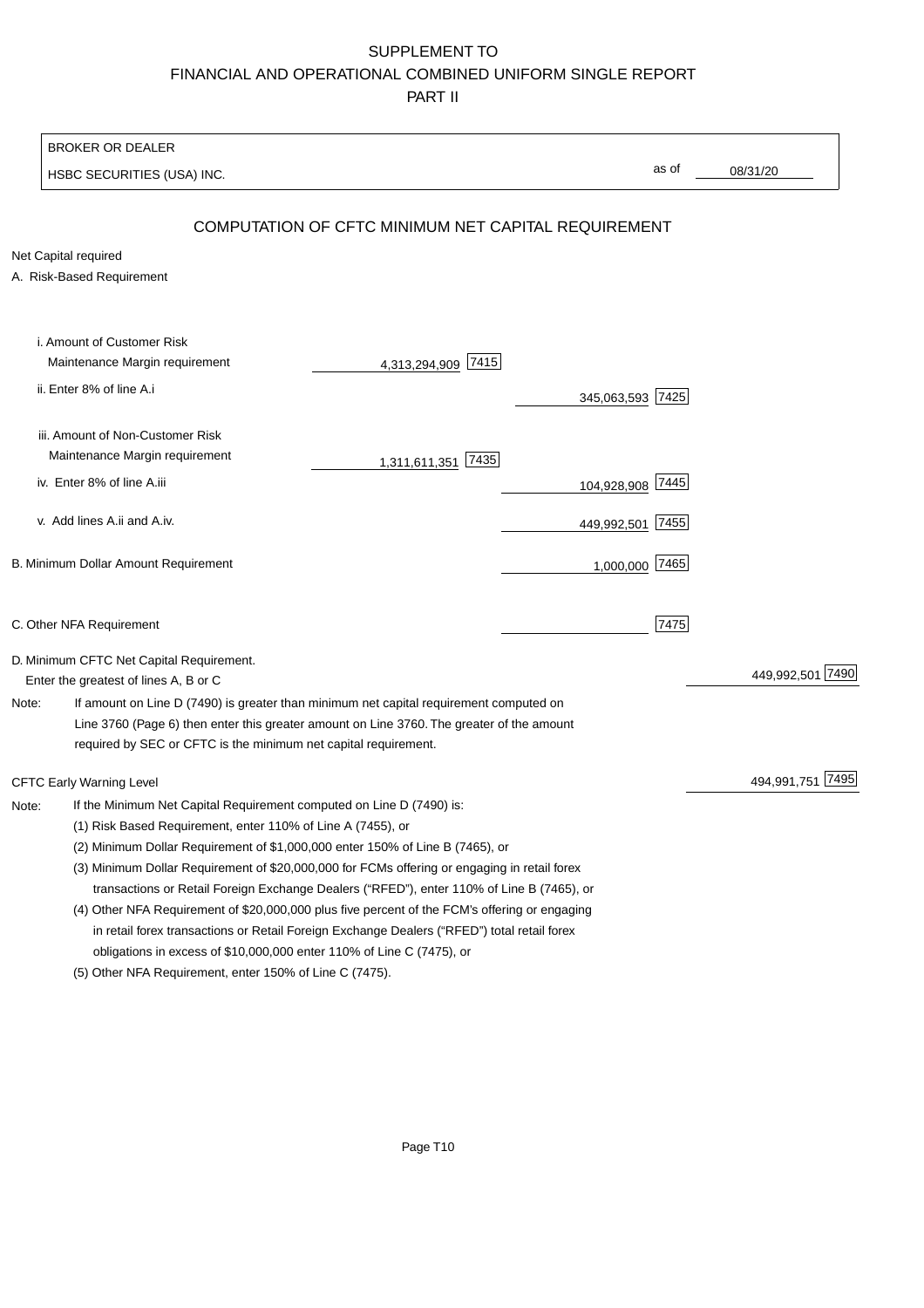# SUPPLEMENT TO
# FINANCIAL AND OPERATIONAL COMBINED UNIFORM SINGLE REPORT
## PART II

| | |
|---|---|
| BROKER OR DEALER | |
| HSBC SECURITIES (USA) INC. | as of 08/31/20 |

## COMPUTATION OF CFTC MINIMUM NET CAPITAL REQUIREMENT

Net Capital required

A. Risk-Based Requirement

| | | | |
|---|---|---|---|
| i. Amount of Customer Risk Maintenance Margin requirement | 4,313,294,909 [7415] | | |
| ii. Enter 8% of line A.i | | 345,063,593 [7425] | |
| iii. Amount of Non-Customer Risk Maintenance Margin requirement | 1,311,611,351 [7435] | | |
| iv. Enter 8% of line A.iii | | 104,928,908 [7445] | |
| v. Add lines A.ii and A.iv. | | 449,992,501 [7455] | |
| B. Minimum Dollar Amount Requirement | | 1,000,000 [7465] | |
| C. Other NFA Requirement | | [7475] | |
| D. Minimum CFTC Net Capital Requirement. Enter the greatest of lines A, B or C | | | 449,992,501 [7490] |

Note: If amount on Line D (7490) is greater than minimum net capital requirement computed on Line 3760 (Page 6) then enter this greater amount on Line 3760. The greater of the amount required by SEC or CFTC is the minimum net capital requirement.

CFTC Early Warning Level — 494,991,751 [7495]

Note: If the Minimum Net Capital Requirement computed on Line D (7490) is:

(1) Risk Based Requirement, enter 110% of Line A (7455), or

(2) Minimum Dollar Requirement of $1,000,000 enter 150% of Line B (7465), or

(3) Minimum Dollar Requirement of $20,000,000 for FCMs offering or engaging in retail forex transactions or Retail Foreign Exchange Dealers ("RFED"), enter 110% of Line B (7465), or

(4) Other NFA Requirement of $20,000,000 plus five percent of the FCM's offering or engaging in retail forex transactions or Retail Foreign Exchange Dealers ("RFED") total retail forex obligations in excess of $10,000,000 enter 110% of Line C (7475), or

(5) Other NFA Requirement, enter 150% of Line C (7475).